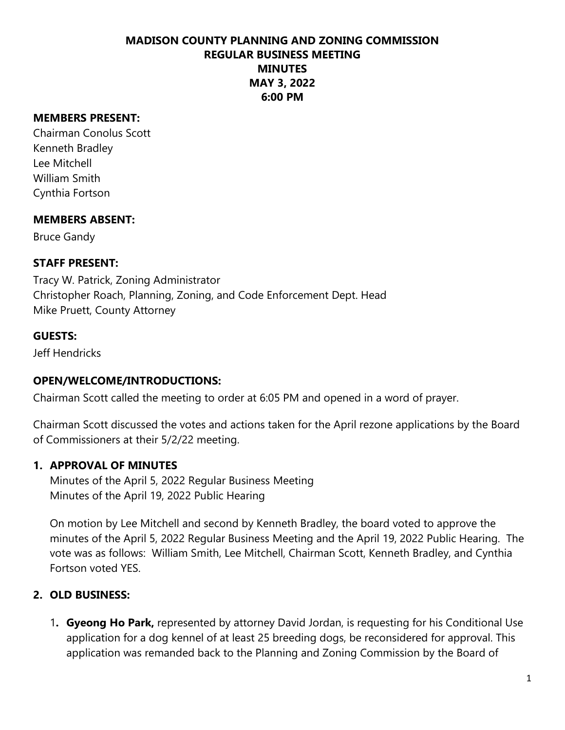# MADISON COUNTY PLANNING AND ZONING COMMISSION
## REGULAR BUSINESS MEETING
## MINUTES
## MAY 3, 2022
## 6:00 PM

**MEMBERS PRESENT:**

Chairman Conolus Scott
Kenneth Bradley
Lee Mitchell
William Smith
Cynthia Fortson

**MEMBERS ABSENT:**

Bruce Gandy

**STAFF PRESENT:**

Tracy W. Patrick, Zoning Administrator
Christopher Roach, Planning, Zoning, and Code Enforcement Dept. Head
Mike Pruett, County Attorney

**GUESTS:**

Jeff Hendricks

**OPEN/WELCOME/INTRODUCTIONS:**

Chairman Scott called the meeting to order at 6:05 PM and opened in a word of prayer.

Chairman Scott discussed the votes and actions taken for the April rezone applications by the Board of Commissioners at their 5/2/22 meeting.

**1. APPROVAL OF MINUTES**

Minutes of the April 5, 2022 Regular Business Meeting
Minutes of the April 19, 2022 Public Hearing

On motion by Lee Mitchell and second by Kenneth Bradley, the board voted to approve the minutes of the April 5, 2022 Regular Business Meeting and the April 19, 2022 Public Hearing. The vote was as follows: William Smith, Lee Mitchell, Chairman Scott, Kenneth Bradley, and Cynthia Fortson voted YES.

**2. OLD BUSINESS:**

1. **Gyeong Ho Park,** represented by attorney David Jordan, is requesting for his Conditional Use application for a dog kennel of at least 25 breeding dogs, be reconsidered for approval. This application was remanded back to the Planning and Zoning Commission by the Board of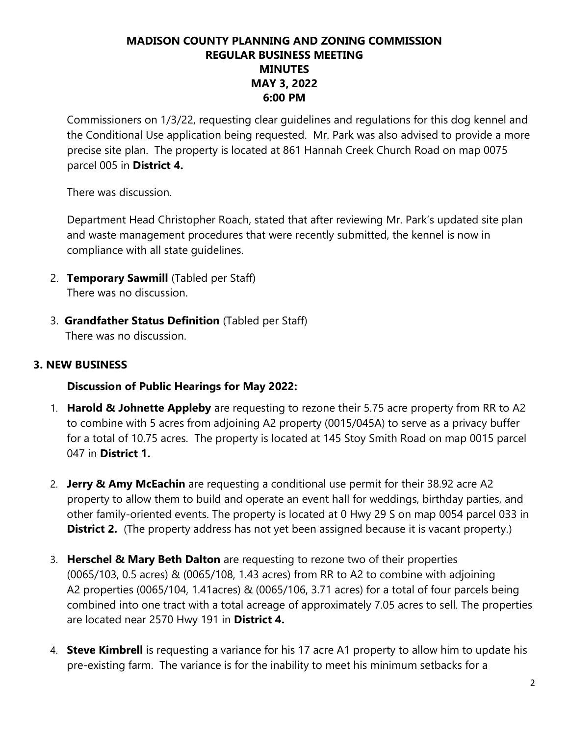**MADISON COUNTY PLANNING AND ZONING COMMISSION**
**REGULAR BUSINESS MEETING**
**MINUTES**
**MAY 3, 2022**
**6:00 PM**

Commissioners on 1/3/22, requesting clear guidelines and regulations for this dog kennel and the Conditional Use application being requested. Mr. Park was also advised to provide a more precise site plan. The property is located at 861 Hannah Creek Church Road on map 0075 parcel 005 in **District 4.**

There was discussion.

Department Head Christopher Roach, stated that after reviewing Mr. Park's updated site plan and waste management procedures that were recently submitted, the kennel is now in compliance with all state guidelines.

2. **Temporary Sawmill** (Tabled per Staff)
   There was no discussion.

3. **Grandfather Status Definition** (Tabled per Staff)
   There was no discussion.

## 3. NEW BUSINESS

### Discussion of Public Hearings for May 2022:

1. **Harold & Johnette Appleby** are requesting to rezone their 5.75 acre property from RR to A2 to combine with 5 acres from adjoining A2 property (0015/045A) to serve as a privacy buffer for a total of 10.75 acres. The property is located at 145 Stoy Smith Road on map 0015 parcel 047 in **District 1.**

2. **Jerry & Amy McEachin** are requesting a conditional use permit for their 38.92 acre A2 property to allow them to build and operate an event hall for weddings, birthday parties, and other family-oriented events. The property is located at 0 Hwy 29 S on map 0054 parcel 033 in **District 2.** (The property address has not yet been assigned because it is vacant property.)

3. **Herschel & Mary Beth Dalton** are requesting to rezone two of their properties (0065/103, 0.5 acres) & (0065/108, 1.43 acres) from RR to A2 to combine with adjoining A2 properties (0065/104, 1.41acres) & (0065/106, 3.71 acres) for a total of four parcels being combined into one tract with a total acreage of approximately 7.05 acres to sell. The properties are located near 2570 Hwy 191 in **District 4.**

4. **Steve Kimbrell** is requesting a variance for his 17 acre A1 property to allow him to update his pre-existing farm. The variance is for the inability to meet his minimum setbacks for a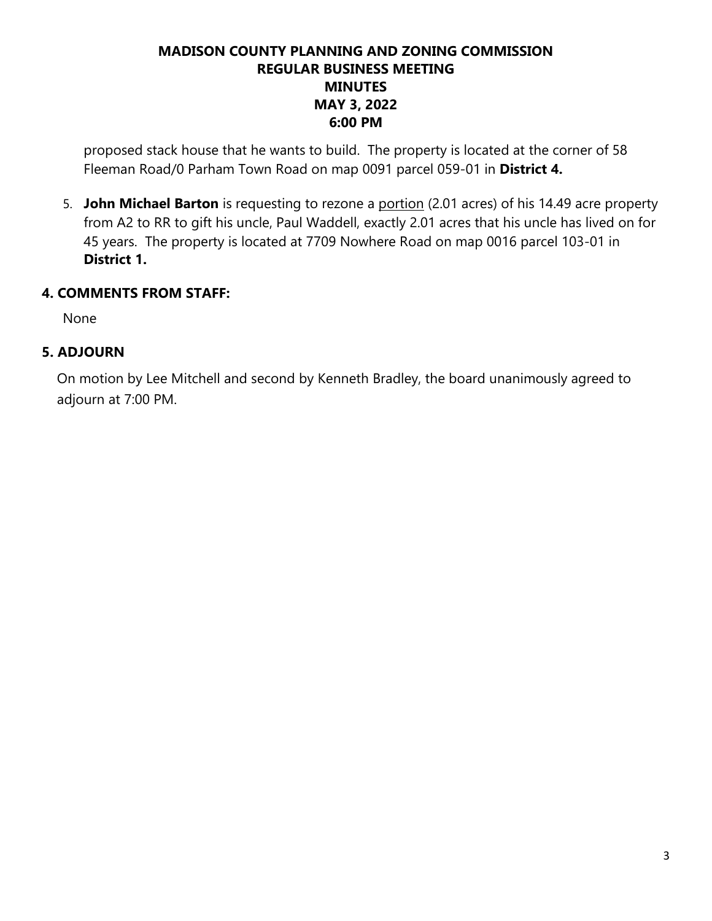proposed stack house that he wants to build. The property is located at the corner of 58 Fleeman Road/0 Parham Town Road on map 0091 parcel 059-01 in **District 4.**

5. **John Michael Barton** is requesting to rezone a portion (2.01 acres) of his 14.49 acre property from A2 to RR to gift his uncle, Paul Waddell, exactly 2.01 acres that his uncle has lived on for 45 years. The property is located at 7709 Nowhere Road on map 0016 parcel 103-01 in **District 1.**

## 4. COMMENTS FROM STAFF:

None

## 5. ADJOURN

On motion by Lee Mitchell and second by Kenneth Bradley, the board unanimously agreed to adjourn at 7:00 PM.